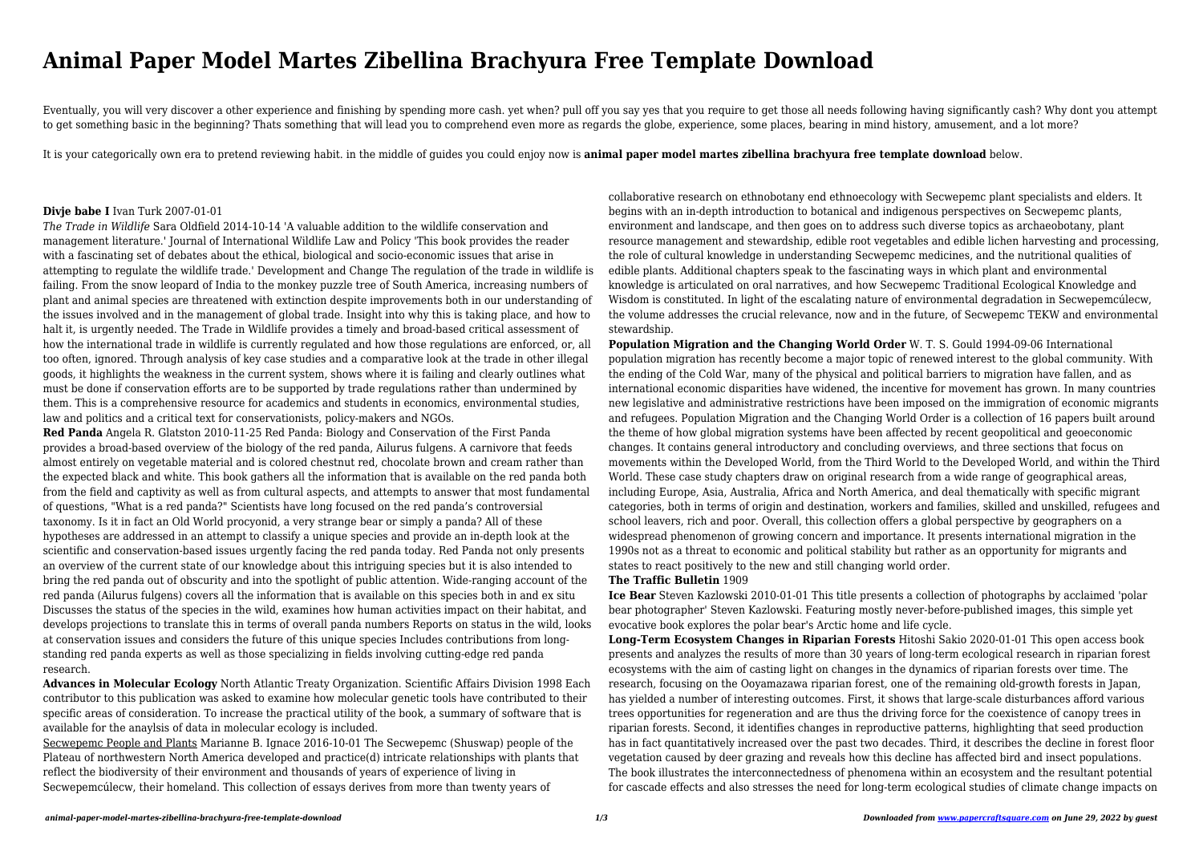# Animal Paper Model Martes Zibellina Brachyura Free Template Download

Eventually, you will very discover a other experience and finishing by spending more cash. yet when? pull off you say yes that you require to get those all needs following having significantly cash? Why dont you attempt to get something basic in the beginning? Thats something that will lead you to comprehend even more as regards the globe, experience, some places, bearing in mind history, amusement, and a lot more?

It is your categorically own era to pretend reviewing habit. in the middle of guides you could enjoy now is **animal paper model martes zibellina brachyura free template download** below.

**Divje babe I** Ivan Turk 2007-01-01

*The Trade in Wildlife* Sara Oldfield 2014-10-14 'A valuable addition to the wildlife conservation and management literature.' Journal of International Wildlife Law and Policy 'This book provides the reader with a fascinating set of debates about the ethical, biological and socio-economic issues that arise in attempting to regulate the wildlife trade.' Development and Change The regulation of the trade in wildlife is failing. From the snow leopard of India to the monkey puzzle tree of South America, increasing numbers of plant and animal species are threatened with extinction despite improvements both in our understanding of the issues involved and in the management of global trade. Insight into why this is taking place, and how to halt it, is urgently needed. The Trade in Wildlife provides a timely and broad-based critical assessment of how the international trade in wildlife is currently regulated and how those regulations are enforced, or, all too often, ignored. Through analysis of key case studies and a comparative look at the trade in other illegal goods, it highlights the weakness in the current system, shows where it is failing and clearly outlines what must be done if conservation efforts are to be supported by trade regulations rather than undermined by them. This is a comprehensive resource for academics and students in economics, environmental studies, law and politics and a critical text for conservationists, policy-makers and NGOs.

**Red Panda** Angela R. Glatston 2010-11-25 Red Panda: Biology and Conservation of the First Panda provides a broad-based overview of the biology of the red panda, Ailurus fulgens. A carnivore that feeds almost entirely on vegetable material and is colored chestnut red, chocolate brown and cream rather than the expected black and white. This book gathers all the information that is available on the red panda both from the field and captivity as well as from cultural aspects, and attempts to answer that most fundamental of questions, "What is a red panda?" Scientists have long focused on the red panda's controversial taxonomy. Is it in fact an Old World procyonid, a very strange bear or simply a panda? All of these hypotheses are addressed in an attempt to classify a unique species and provide an in-depth look at the scientific and conservation-based issues urgently facing the red panda today. Red Panda not only presents an overview of the current state of our knowledge about this intriguing species but it is also intended to bring the red panda out of obscurity and into the spotlight of public attention. Wide-ranging account of the red panda (Ailurus fulgens) covers all the information that is available on this species both in and ex situ Discusses the status of the species in the wild, examines how human activities impact on their habitat, and develops projections to translate this in terms of overall panda numbers Reports on status in the wild, looks at conservation issues and considers the future of this unique species Includes contributions from long-standing red panda experts as well as those specializing in fields involving cutting-edge red panda research.

**Advances in Molecular Ecology** North Atlantic Treaty Organization. Scientific Affairs Division 1998 Each contributor to this publication was asked to examine how molecular genetic tools have contributed to their specific areas of consideration. To increase the practical utility of the book, a summary of software that is available for the anaylsis of data in molecular ecology is included.

Secwepemc People and Plants Marianne B. Ignace 2016-10-01 The Secwepemc (Shuswap) people of the Plateau of northwestern North America developed and practice(d) intricate relationships with plants that reflect the biodiversity of their environment and thousands of years of experience of living in Secwepemcúlecw, their homeland. This collection of essays derives from more than twenty years of collaborative research on ethnobotany end ethnoecology with Secwepemc plant specialists and elders. It begins with an in-depth introduction to botanical and indigenous perspectives on Secwepemc plants, environment and landscape, and then goes on to address such diverse topics as archaeobotany, plant resource management and stewardship, edible root vegetables and edible lichen harvesting and processing, the role of cultural knowledge in understanding Secwepemc medicines, and the nutritional qualities of edible plants. Additional chapters speak to the fascinating ways in which plant and environmental knowledge is articulated on oral narratives, and how Secwepemc Traditional Ecological Knowledge and Wisdom is constituted. In light of the escalating nature of environmental degradation in Secwepemcúlecw, the volume addresses the crucial relevance, now and in the future, of Secwepemc TEKW and environmental stewardship.

**Population Migration and the Changing World Order** W. T. S. Gould 1994-09-06 International population migration has recently become a major topic of renewed interest to the global community. With the ending of the Cold War, many of the physical and political barriers to migration have fallen, and as international economic disparities have widened, the incentive for movement has grown. In many countries new legislative and administrative restrictions have been imposed on the immigration of economic migrants and refugees. Population Migration and the Changing World Order is a collection of 16 papers built around the theme of how global migration systems have been affected by recent geopolitical and geoeconomic changes. It contains general introductory and concluding overviews, and three sections that focus on movements within the Developed World, from the Third World to the Developed World, and within the Third World. These case study chapters draw on original research from a wide range of geographical areas, including Europe, Asia, Australia, Africa and North America, and deal thematically with specific migrant categories, both in terms of origin and destination, workers and families, skilled and unskilled, refugees and school leavers, rich and poor. Overall, this collection offers a global perspective by geographers on a widespread phenomenon of growing concern and importance. It presents international migration in the 1990s not as a threat to economic and political stability but rather as an opportunity for migrants and states to react positively to the new and still changing world order.

**The Traffic Bulletin** 1909

**Ice Bear** Steven Kazlowski 2010-01-01 This title presents a collection of photographs by acclaimed 'polar bear photographer' Steven Kazlowski. Featuring mostly never-before-published images, this simple yet evocative book explores the polar bear's Arctic home and life cycle.

**Long-Term Ecosystem Changes in Riparian Forests** Hitoshi Sakio 2020-01-01 This open access book presents and analyzes the results of more than 30 years of long-term ecological research in riparian forest ecosystems with the aim of casting light on changes in the dynamics of riparian forests over time. The research, focusing on the Ooyamazawa riparian forest, one of the remaining old-growth forests in Japan, has yielded a number of interesting outcomes. First, it shows that large-scale disturbances afford various trees opportunities for regeneration and are thus the driving force for the coexistence of canopy trees in riparian forests. Second, it identifies changes in reproductive patterns, highlighting that seed production has in fact quantitatively increased over the past two decades. Third, it describes the decline in forest floor vegetation caused by deer grazing and reveals how this decline has affected bird and insect populations. The book illustrates the interconnectedness of phenomena within an ecosystem and the resultant potential for cascade effects and also stresses the need for long-term ecological studies of climate change impacts on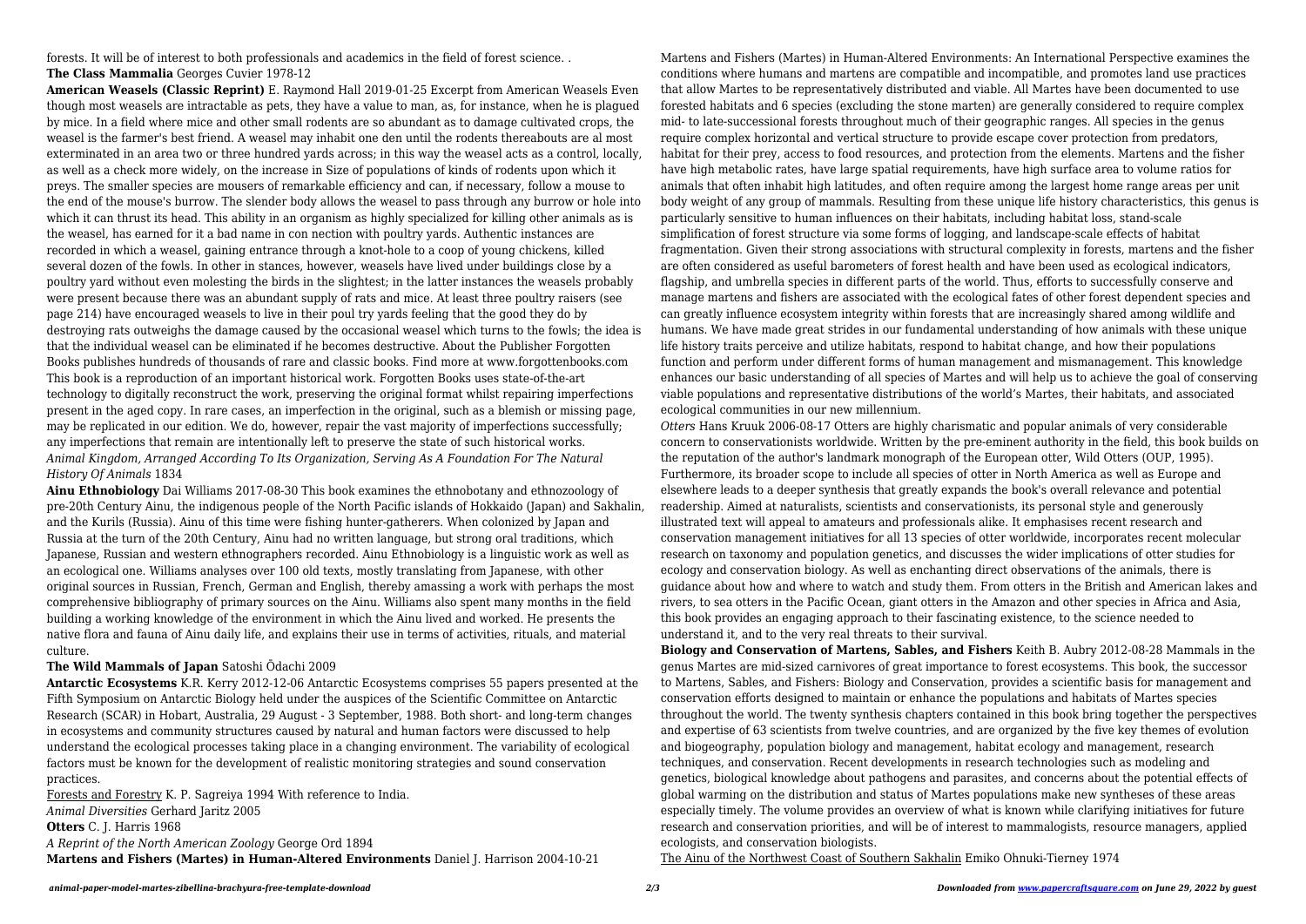forests. It will be of interest to both professionals and academics in the field of forest science. .

**The Class Mammalia** Georges Cuvier 1978-12

**American Weasels (Classic Reprint)** E. Raymond Hall 2019-01-25 Excerpt from American Weasels Even though most weasels are intractable as pets, they have a value to man, as, for instance, when he is plagued by mice. In a field where mice and other small rodents are so abundant as to damage cultivated crops, the weasel is the farmer's best friend. A weasel may inhabit one den until the rodents thereabouts are al most exterminated in an area two or three hundred yards across; in this way the weasel acts as a control, locally, as well as a check more widely, on the increase in Size of populations of kinds of rodents upon which it preys. The smaller species are mousers of remarkable efficiency and can, if necessary, follow a mouse to the end of the mouse's burrow. The slender body allows the weasel to pass through any burrow or hole into which it can thrust its head. This ability in an organism as highly specialized for killing other animals as is the weasel, has earned for it a bad name in con nection with poultry yards. Authentic instances are recorded in which a weasel, gaining entrance through a knot-hole to a coop of young chickens, killed several dozen of the fowls. In other in stances, however, weasels have lived under buildings close by a poultry yard without even molesting the birds in the slightest; in the latter instances the weasels probably were present because there was an abundant supply of rats and mice. At least three poultry raisers (see page 214) have encouraged weasels to live in their poul try yards feeling that the good they do by destroying rats outweighs the damage caused by the occasional weasel which turns to the fowls; the idea is that the individual weasel can be eliminated if he becomes destructive. About the Publisher Forgotten Books publishes hundreds of thousands of rare and classic books. Find more at www.forgottenbooks.com This book is a reproduction of an important historical work. Forgotten Books uses state-of-the-art technology to digitally reconstruct the work, preserving the original format whilst repairing imperfections present in the aged copy. In rare cases, an imperfection in the original, such as a blemish or missing page, may be replicated in our edition. We do, however, repair the vast majority of imperfections successfully; any imperfections that remain are intentionally left to preserve the state of such historical works.

*Animal Kingdom, Arranged According To Its Organization, Serving As A Foundation For The Natural History Of Animals* 1834

**Ainu Ethnobiology** Dai Williams 2017-08-30 This book examines the ethnobotany and ethnozoology of pre-20th Century Ainu, the indigenous people of the North Pacific islands of Hokkaido (Japan) and Sakhalin, and the Kurils (Russia). Ainu of this time were fishing hunter-gatherers. When colonized by Japan and Russia at the turn of the 20th Century, Ainu had no written language, but strong oral traditions, which Japanese, Russian and western ethnographers recorded. Ainu Ethnobiology is a linguistic work as well as an ecological one. Williams analyses over 100 old texts, mostly translating from Japanese, with other original sources in Russian, French, German and English, thereby amassing a work with perhaps the most comprehensive bibliography of primary sources on the Ainu. Williams also spent many months in the field building a working knowledge of the environment in which the Ainu lived and worked. He presents the native flora and fauna of Ainu daily life, and explains their use in terms of activities, rituals, and material culture.

**The Wild Mammals of Japan** Satoshi Ōdachi 2009

**Antarctic Ecosystems** K.R. Kerry 2012-12-06 Antarctic Ecosystems comprises 55 papers presented at the Fifth Symposium on Antarctic Biology held under the auspices of the Scientific Committee on Antarctic Research (SCAR) in Hobart, Australia, 29 August - 3 September, 1988. Both short- and long-term changes in ecosystems and community structures caused by natural and human factors were discussed to help understand the ecological processes taking place in a changing environment. The variability of ecological factors must be known for the development of realistic monitoring strategies and sound conservation practices.

Forests and Forestry K. P. Sagreiya 1994 With reference to India.

*Animal Diversities* Gerhard Jaritz 2005

**Otters** C. J. Harris 1968

*A Reprint of the North American Zoology* George Ord 1894

**Martens and Fishers (Martes) in Human-Altered Environments** Daniel J. Harrison 2004-10-21 Martens and Fishers (Martes) in Human-Altered Environments: An International Perspective examines the conditions where humans and martens are compatible and incompatible, and promotes land use practices that allow Martes to be representatively distributed and viable. All Martes have been documented to use forested habitats and 6 species (excluding the stone marten) are generally considered to require complex mid- to late-successional forests throughout much of their geographic ranges. All species in the genus require complex horizontal and vertical structure to provide escape cover protection from predators, habitat for their prey, access to food resources, and protection from the elements. Martens and the fisher have high metabolic rates, have large spatial requirements, have high surface area to volume ratios for animals that often inhabit high latitudes, and often require among the largest home range areas per unit body weight of any group of mammals. Resulting from these unique life history characteristics, this genus is particularly sensitive to human influences on their habitats, including habitat loss, stand-scale simplification of forest structure via some forms of logging, and landscape-scale effects of habitat fragmentation. Given their strong associations with structural complexity in forests, martens and the fisher are often considered as useful barometers of forest health and have been used as ecological indicators, flagship, and umbrella species in different parts of the world. Thus, efforts to successfully conserve and manage martens and fishers are associated with the ecological fates of other forest dependent species and can greatly influence ecosystem integrity within forests that are increasingly shared among wildlife and humans. We have made great strides in our fundamental understanding of how animals with these unique life history traits perceive and utilize habitats, respond to habitat change, and how their populations function and perform under different forms of human management and mismanagement. This knowledge enhances our basic understanding of all species of Martes and will help us to achieve the goal of conserving viable populations and representative distributions of the world's Martes, their habitats, and associated ecological communities in our new millennium.

*Otters* Hans Kruuk 2006-08-17 Otters are highly charismatic and popular animals of very considerable concern to conservationists worldwide. Written by the pre-eminent authority in the field, this book builds on the reputation of the author's landmark monograph of the European otter, Wild Otters (OUP, 1995). Furthermore, its broader scope to include all species of otter in North America as well as Europe and elsewhere leads to a deeper synthesis that greatly expands the book's overall relevance and potential readership. Aimed at naturalists, scientists and conservationists, its personal style and generously illustrated text will appeal to amateurs and professionals alike. It emphasises recent research and conservation management initiatives for all 13 species of otter worldwide, incorporates recent molecular research on taxonomy and population genetics, and discusses the wider implications of otter studies for ecology and conservation biology. As well as enchanting direct observations of the animals, there is guidance about how and where to watch and study them. From otters in the British and American lakes and rivers, to sea otters in the Pacific Ocean, giant otters in the Amazon and other species in Africa and Asia, this book provides an engaging approach to their fascinating existence, to the science needed to understand it, and to the very real threats to their survival.

**Biology and Conservation of Martens, Sables, and Fishers** Keith B. Aubry 2012-08-28 Mammals in the genus Martes are mid-sized carnivores of great importance to forest ecosystems. This book, the successor to Martens, Sables, and Fishers: Biology and Conservation, provides a scientific basis for management and conservation efforts designed to maintain or enhance the populations and habitats of Martes species throughout the world. The twenty synthesis chapters contained in this book bring together the perspectives and expertise of 63 scientists from twelve countries, and are organized by the five key themes of evolution and biogeography, population biology and management, habitat ecology and management, research techniques, and conservation. Recent developments in research technologies such as modeling and genetics, biological knowledge about pathogens and parasites, and concerns about the potential effects of global warming on the distribution and status of Martes populations make new syntheses of these areas especially timely. The volume provides an overview of what is known while clarifying initiatives for future research and conservation priorities, and will be of interest to mammalogists, resource managers, applied ecologists, and conservation biologists.

The Ainu of the Northwest Coast of Southern Sakhalin Emiko Ohnuki-Tierney 1974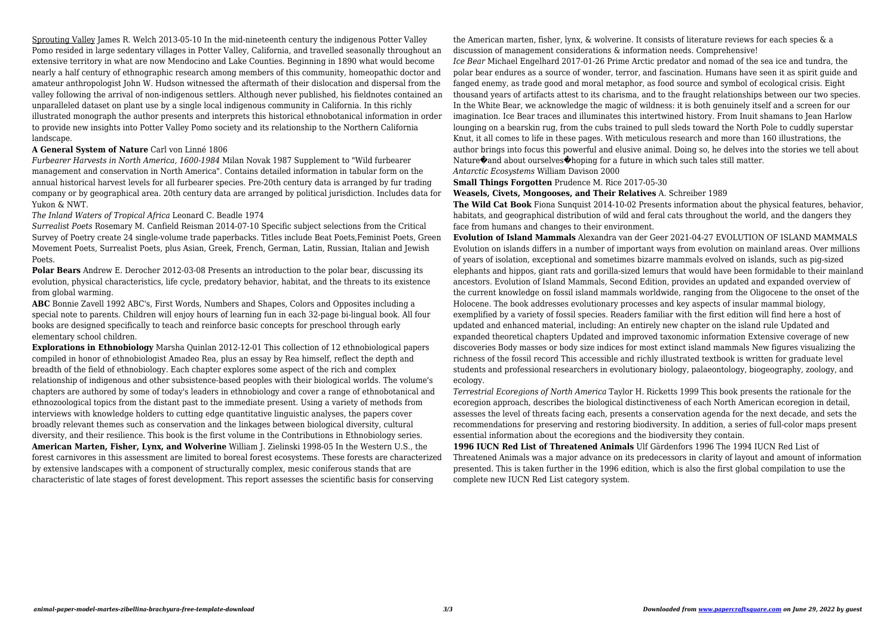Sprouting Valley James R. Welch 2013-05-10 In the mid-nineteenth century the indigenous Potter Valley Pomo resided in large sedentary villages in Potter Valley, California, and travelled seasonally throughout an extensive territory in what are now Mendocino and Lake Counties. Beginning in 1890 what would become nearly a half century of ethnographic research among members of this community, homeopathic doctor and amateur anthropologist John W. Hudson witnessed the aftermath of their dislocation and dispersal from the valley following the arrival of non-indigenous settlers. Although never published, his fieldnotes contained an unparalleled dataset on plant use by a single local indigenous community in California. In this richly illustrated monograph the author presents and interprets this historical ethnobotanical information in order to provide new insights into Potter Valley Pomo society and its relationship to the Northern California landscape.

**A General System of Nature** Carl von Linné 1806

*Furbearer Harvests in North America, 1600-1984* Milan Novak 1987 Supplement to "Wild furbearer management and conservation in North America". Contains detailed information in tabular form on the annual historical harvest levels for all furbearer species. Pre-20th century data is arranged by fur trading company or by geographical area. 20th century data are arranged by political jurisdiction. Includes data for Yukon & NWT.

*The Inland Waters of Tropical Africa* Leonard C. Beadle 1974

*Surrealist Poets* Rosemary M. Canfield Reisman 2014-07-10 Specific subject selections from the Critical Survey of Poetry create 24 single-volume trade paperbacks. Titles include Beat Poets,Feminist Poets, Green Movement Poets, Surrealist Poets, plus Asian, Greek, French, German, Latin, Russian, Italian and Jewish Poets.

**Polar Bears** Andrew E. Derocher 2012-03-08 Presents an introduction to the polar bear, discussing its evolution, physical characteristics, life cycle, predatory behavior, habitat, and the threats to its existence from global warming.

**ABC** Bonnie Zavell 1992 ABC's, First Words, Numbers and Shapes, Colors and Opposites including a special note to parents. Children will enjoy hours of learning fun in each 32-page bi-lingual book. All four books are designed specifically to teach and reinforce basic concepts for preschool through early elementary school children.

**Explorations in Ethnobiology** Marsha Quinlan 2012-12-01 This collection of 12 ethnobiological papers compiled in honor of ethnobiologist Amadeo Rea, plus an essay by Rea himself, reflect the depth and breadth of the field of ethnobiology. Each chapter explores some aspect of the rich and complex relationship of indigenous and other subsistence-based peoples with their biological worlds. The volume's chapters are authored by some of today's leaders in ethnobiology and cover a range of ethnobotanical and ethnozoological topics from the distant past to the immediate present. Using a variety of methods from interviews with knowledge holders to cutting edge quantitative linguistic analyses, the papers cover broadly relevant themes such as conservation and the linkages between biological diversity, cultural diversity, and their resilience. This book is the first volume in the Contributions in Ethnobiology series.

**American Marten, Fisher, Lynx, and Wolverine** William J. Zielinski 1998-05 In the Western U.S., the forest carnivores in this assessment are limited to boreal forest ecosystems. These forests are characterized by extensive landscapes with a component of structurally complex, mesic coniferous stands that are characteristic of late stages of forest development. This report assesses the scientific basis for conserving the American marten, fisher, lynx, & wolverine. It consists of literature reviews for each species & a discussion of management considerations & information needs. Comprehensive!

*Ice Bear* Michael Engelhard 2017-01-26 Prime Arctic predator and nomad of the sea ice and tundra, the polar bear endures as a source of wonder, terror, and fascination. Humans have seen it as spirit guide and fanged enemy, as trade good and moral metaphor, as food source and symbol of ecological crisis. Eight thousand years of artifacts attest to its charisma, and to the fraught relationships between our two species. In the White Bear, we acknowledge the magic of wildness: it is both genuinely itself and a screen for our imagination. Ice Bear traces and illuminates this intertwined history. From Inuit shamans to Jean Harlow lounging on a bearskin rug, from the cubs trained to pull sleds toward the North Pole to cuddly superstar Knut, it all comes to life in these pages. With meticulous research and more than 160 illustrations, the author brings into focus this powerful and elusive animal. Doing so, he delves into the stories we tell about Nature�and about ourselves�hoping for a future in which such tales still matter.

*Antarctic Ecosystems* William Davison 2000

**Small Things Forgotten** Prudence M. Rice 2017-05-30

**Weasels, Civets, Mongooses, and Their Relatives** A. Schreiber 1989

**The Wild Cat Book** Fiona Sunquist 2014-10-02 Presents information about the physical features, behavior, habitats, and geographical distribution of wild and feral cats throughout the world, and the dangers they face from humans and changes to their environment.

**Evolution of Island Mammals** Alexandra van der Geer 2021-04-27 EVOLUTION OF ISLAND MAMMALS Evolution on islands differs in a number of important ways from evolution on mainland areas. Over millions of years of isolation, exceptional and sometimes bizarre mammals evolved on islands, such as pig-sized elephants and hippos, giant rats and gorilla-sized lemurs that would have been formidable to their mainland ancestors. Evolution of Island Mammals, Second Edition, provides an updated and expanded overview of the current knowledge on fossil island mammals worldwide, ranging from the Oligocene to the onset of the Holocene. The book addresses evolutionary processes and key aspects of insular mammal biology, exemplified by a variety of fossil species. Readers familiar with the first edition will find here a host of updated and enhanced material, including: An entirely new chapter on the island rule Updated and expanded theoretical chapters Updated and improved taxonomic information Extensive coverage of new discoveries Body masses or body size indices for most extinct island mammals New figures visualizing the richness of the fossil record This accessible and richly illustrated textbook is written for graduate level students and professional researchers in evolutionary biology, palaeontology, biogeography, zoology, and ecology.

*Terrestrial Ecoregions of North America* Taylor H. Ricketts 1999 This book presents the rationale for the ecoregion approach, describes the biological distinctiveness of each North American ecoregion in detail, assesses the level of threats facing each, presents a conservation agenda for the next decade, and sets the recommendations for preserving and restoring biodiversity. In addition, a series of full-color maps present essential information about the ecoregions and the biodiversity they contain.

**1996 IUCN Red List of Threatened Animals** Ulf Gärdenfors 1996 The 1994 IUCN Red List of Threatened Animals was a major advance on its predecessors in clarity of layout and amount of information presented. This is taken further in the 1996 edition, which is also the first global compilation to use the complete new IUCN Red List category system.